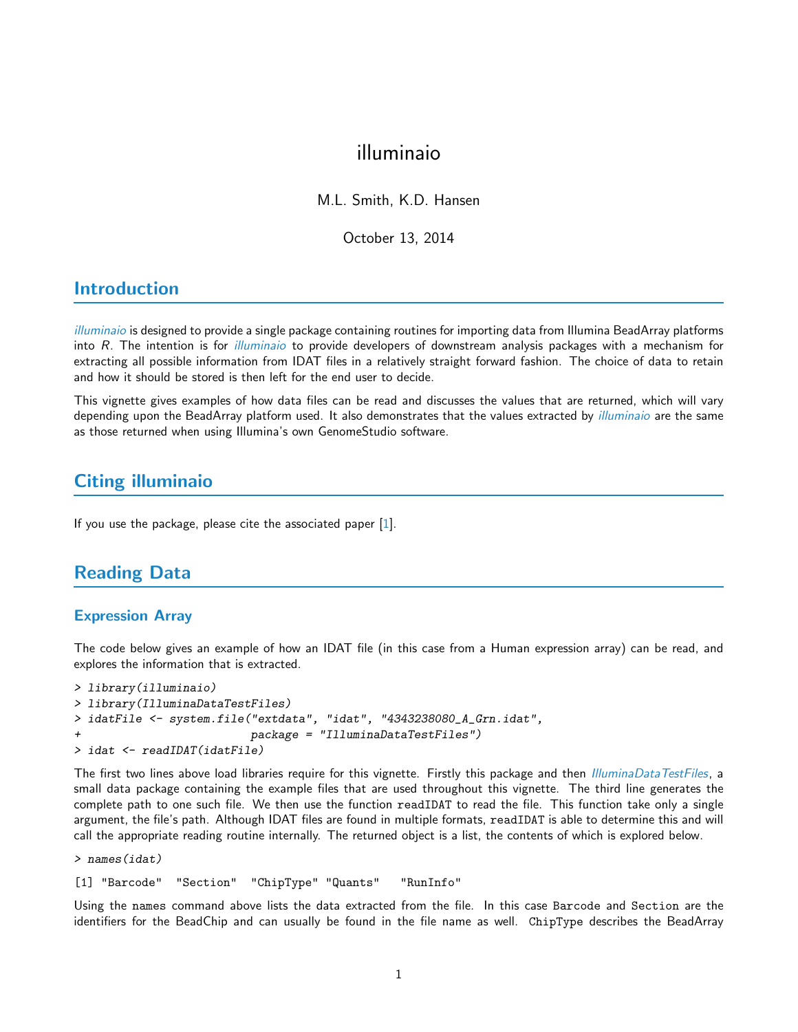# illuminaio

M.L. Smith, K.D. Hansen

October 13, 2014

## Introduction

*illuminaio* is designed to provide a single package containing routines for importing data from Illumina BeadArray platforms into *R*. The intention is for *illuminaio* to provide developers of downstream analysis packages with a mechanism for extracting all possible information from IDAT files in a relatively straight forward fashion. The choice of data to retain and how it should be stored is then left for the end user to decide.

This vignette gives examples of how data files can be read and discusses the values that are returned, which will vary depending upon the BeadArray platform used. It also demonstrates that the values extracted by *illuminaio* are the same as those returned when using Illumina's own GenomeStudio software.

## Citing illuminaio

If you use the package, please cite the associated paper [1].

## Reading Data

### Expression Array

The code below gives an example of how an IDAT file (in this case from a Human expression array) can be read, and explores the information that is extracted.

```
> library(illuminaio)
> library(IlluminaDataTestFiles)
> idatFile <- system.file("extdata", "idat", "4343238080_A_Grn.idat",
+                         package = "IlluminaDataTestFiles")
> idat <- readIDAT(idatFile)
```

The first two lines above load libraries require for this vignette. Firstly this package and then *IlluminaDataTestFiles*, a small data package containing the example files that are used throughout this vignette. The third line generates the complete path to one such file. We then use the function `readIDAT` to read the file. This function take only a single argument, the file's path. Although IDAT files are found in multiple formats, `readIDAT` is able to determine this and will call the appropriate reading routine internally. The returned object is a list, the contents of which is explored below.

```
> names(idat)
[1] "Barcode"  "Section"  "ChipType" "Quants"   "RunInfo"
```

Using the `names` command above lists the data extracted from the file. In this case `Barcode` and `Section` are the identifiers for the BeadChip and can usually be found in the file name as well. `ChipType` describes the BeadArray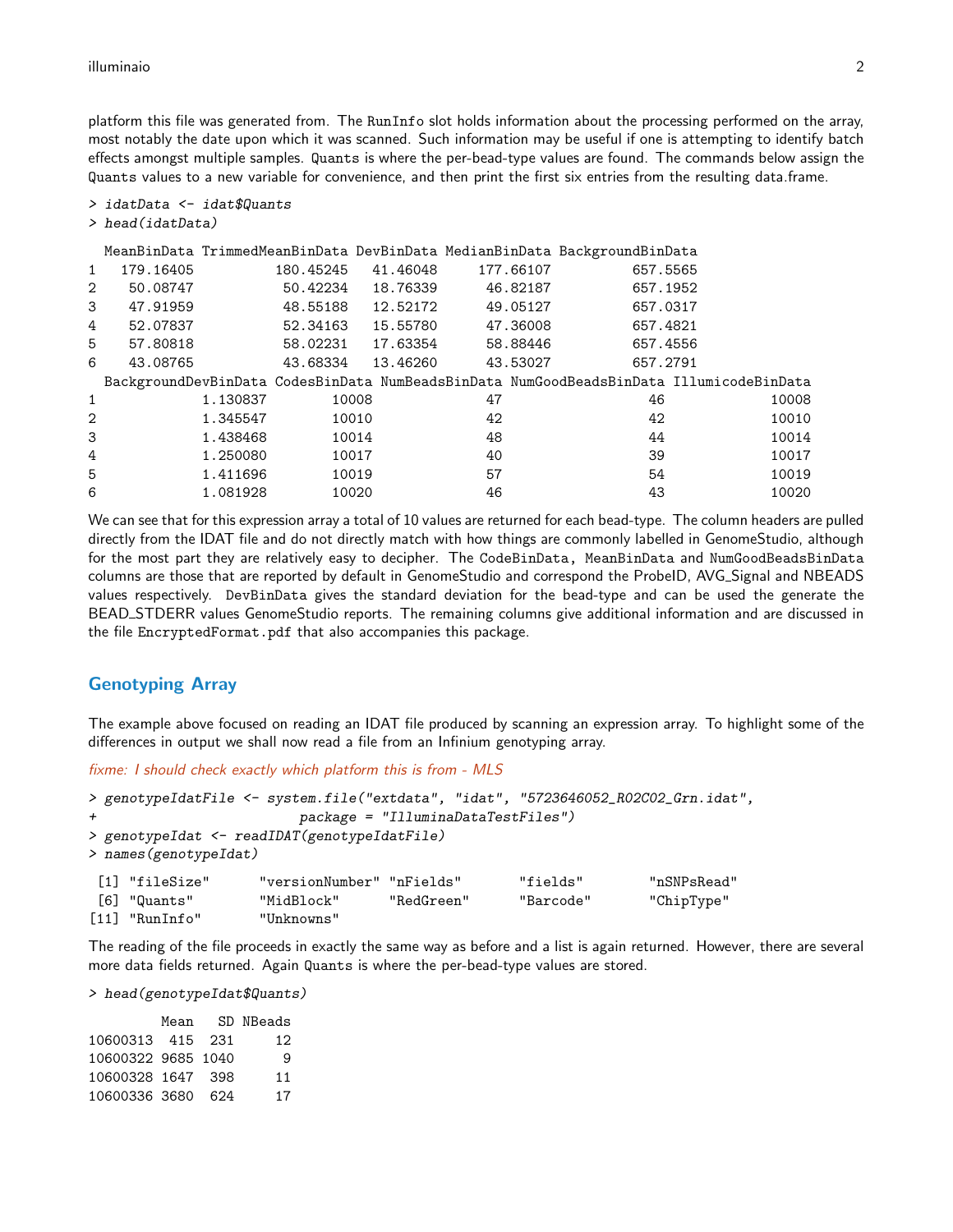platform this file was generated from. The `RunInfo` slot holds information about the processing performed on the array, most notably the date upon which it was scanned. Such information may be useful if one is attempting to identify batch effects amongst multiple samples. `Quants` is where the per-bead-type values are found. The commands below assign the `Quants` values to a new variable for convenience, and then print the first six entries from the resulting data.frame.

```
> idatData <- idat$Quants
> head(idatData)
```

```
  MeanBinData TrimmedMeanBinData DevBinData MedianBinData BackgroundBinData
1   179.16405          180.45245   41.46048     177.66107          657.5565
2    50.08747           50.42234   18.76339      46.82187          657.1952
3    47.91959           48.55188   12.52172      49.05127          657.0317
4    52.07837           52.34163   15.55780      47.36008          657.4821
5    57.80818           58.02231   17.63354      58.88446          657.4556
6    43.08765           43.68334   13.46260      43.53027          657.2791
  BackgroundDevBinData CodesBinData NumBeadsBinData NumGoodBeadsBinData IllumicodeBinData
1             1.130837        10008              47                  46             10008
2             1.345547        10010              42                  42             10010
3             1.438468        10014              48                  44             10014
4             1.250080        10017              40                  39             10017
5             1.411696        10019              57                  54             10019
6             1.081928        10020              46                  43             10020
```

We can see that for this expression array a total of 10 values are returned for each bead-type. The column headers are pulled directly from the IDAT file and do not directly match with how things are commonly labelled in GenomeStudio, although for the most part they are relatively easy to decipher. The `CodeBinData`, `MeanBinData` and `NumGoodBeadsBinData` columns are those that are reported by default in GenomeStudio and correspond the ProbeID, AVG_Signal and NBEADS values respectively. `DevBinData` gives the standard deviation for the bead-type and can be used the generate the BEAD_STDERR values GenomeStudio reports. The remaining columns give additional information and are discussed in the file `EncryptedFormat.pdf` that also accompanies this package.

## Genotyping Array

The example above focused on reading an IDAT file produced by scanning an expression array. To highlight some of the differences in output we shall now read a file from an Infinium genotyping array.

*fixme: I should check exactly which platform this is from - MLS*

```
> genotypeIdatFile <- system.file("extdata", "idat", "5723646052_R02C02_Grn.idat",
+                          package = "IlluminaDataTestFiles")
> genotypeIdat <- readIDAT(genotypeIdatFile)
> names(genotypeIdat)
```

```
 [1] "fileSize"      "versionNumber" "nFields"       "fields"        "nSNPsRead"
 [6] "Quants"        "MidBlock"      "RedGreen"      "Barcode"       "ChipType"
[11] "RunInfo"       "Unknowns"
```

The reading of the file proceeds in exactly the same way as before and a list is again returned. However, there are several more data fields returned. Again `Quants` is where the per-bead-type values are stored.

```
> head(genotypeIdat$Quants)
```

```
         Mean   SD NBeads
10600313  415  231     12
10600322 9685 1040      9
10600328 1647  398     11
10600336 3680  624     17
```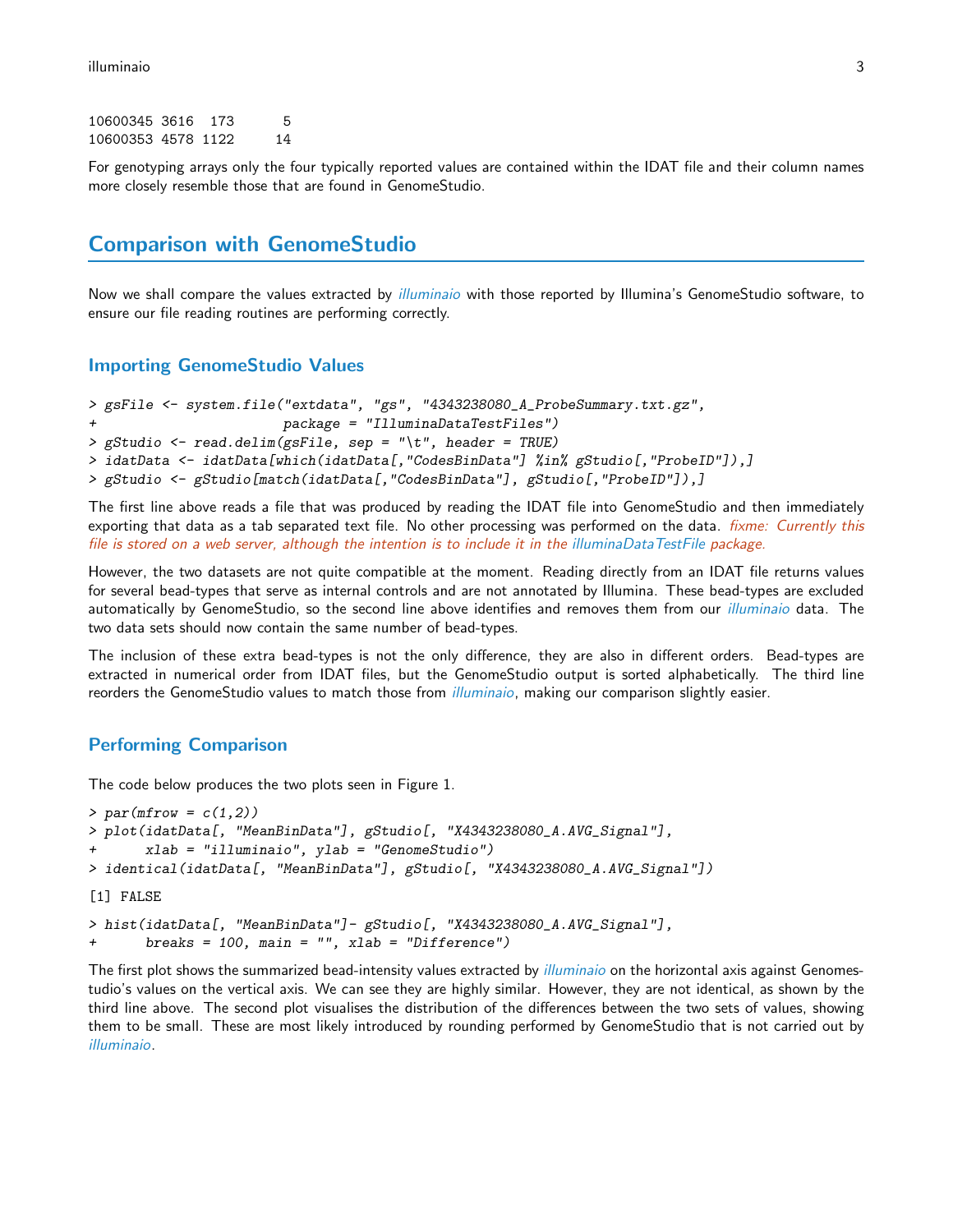```
10600345 3616  173      5
10600353 4578 1122     14
```

For genotyping arrays only the four typically reported values are contained within the IDAT file and their column names more closely resemble those that are found in GenomeStudio.

## Comparison with GenomeStudio

Now we shall compare the values extracted by *illuminaio* with those reported by Illumina's GenomeStudio software, to ensure our file reading routines are performing correctly.

### Importing GenomeStudio Values

```
> gsFile <- system.file("extdata", "gs", "4343238080_A_ProbeSummary.txt.gz",
+                       package = "IlluminaDataTestFiles")
> gStudio <- read.delim(gsFile, sep = "\t", header = TRUE)
> idatData <- idatData[which(idatData[,"CodesBinData"] %in% gStudio[,"ProbeID"]),]
> gStudio <- gStudio[match(idatData[,"CodesBinData"], gStudio[,"ProbeID"]),]
```

The first line above reads a file that was produced by reading the IDAT file into GenomeStudio and then immediately exporting that data as a tab separated text file. No other processing was performed on the data. *fixme: Currently this file is stored on a web server, although the intention is to include it in the illuminaDataTestFile package.*

However, the two datasets are not quite compatible at the moment. Reading directly from an IDAT file returns values for several bead-types that serve as internal controls and are not annotated by Illumina. These bead-types are excluded automatically by GenomeStudio, so the second line above identifies and removes them from our *illuminaio* data. The two data sets should now contain the same number of bead-types.

The inclusion of these extra bead-types is not the only difference, they are also in different orders. Bead-types are extracted in numerical order from IDAT files, but the GenomeStudio output is sorted alphabetically. The third line reorders the GenomeStudio values to match those from *illuminaio*, making our comparison slightly easier.

### Performing Comparison

The code below produces the two plots seen in Figure 1.

```
> par(mfrow = c(1,2))
> plot(idatData[, "MeanBinData"], gStudio[, "X4343238080_A.AVG_Signal"],
+      xlab = "illuminaio", ylab = "GenomeStudio")
> identical(idatData[, "MeanBinData"], gStudio[, "X4343238080_A.AVG_Signal"])

[1] FALSE

> hist(idatData[, "MeanBinData"]- gStudio[, "X4343238080_A.AVG_Signal"],
+      breaks = 100, main = "", xlab = "Difference")
```

The first plot shows the summarized bead-intensity values extracted by *illuminaio* on the horizontal axis against Genomestudio's values on the vertical axis. We can see they are highly similar. However, they are not identical, as shown by the third line above. The second plot visualises the distribution of the differences between the two sets of values, showing them to be small. These are most likely introduced by rounding performed by GenomeStudio that is not carried out by *illuminaio*.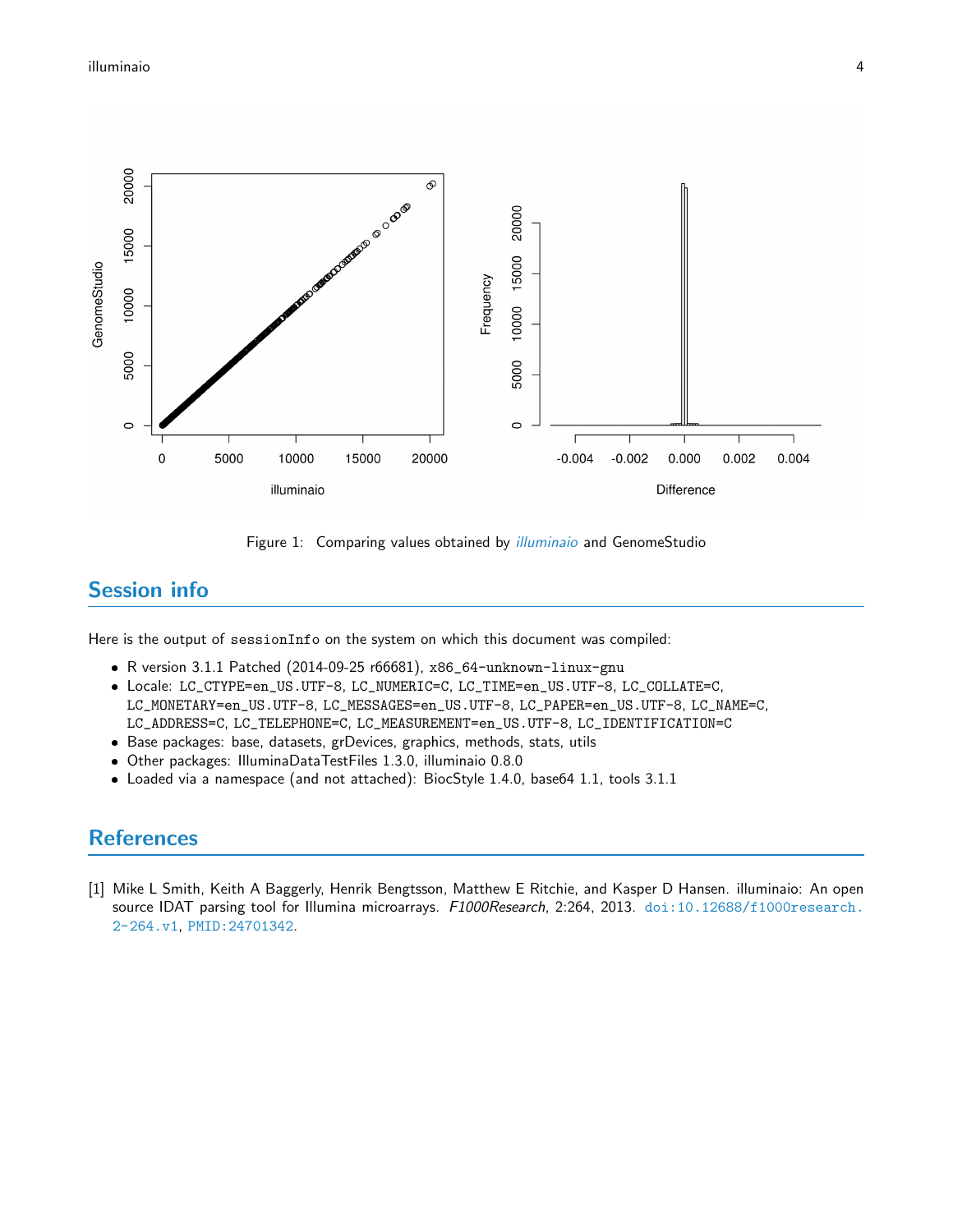GenomeStudio

0

5000

10000

15000

20000

illuminaio

0

5000

10000

15000

20000

Frequency

0

5000

10000

15000

20000

Difference

-0.004

-0.002

0.000

0.002

0.004

Figure 1: Comparing values obtained by *illuminaio* and GenomeStudio

## Session info

Here is the output of `sessionInfo` on the system on which this document was compiled:

- R version 3.1.1 Patched (2014-09-25 r66681), `x86_64-unknown-linux-gnu`
- Locale: `LC_CTYPE=en_US.UTF-8`, `LC_NUMERIC=C`, `LC_TIME=en_US.UTF-8`, `LC_COLLATE=C`, `LC_MONETARY=en_US.UTF-8`, `LC_MESSAGES=en_US.UTF-8`, `LC_PAPER=en_US.UTF-8`, `LC_NAME=C`, `LC_ADDRESS=C`, `LC_TELEPHONE=C`, `LC_MEASUREMENT=en_US.UTF-8`, `LC_IDENTIFICATION=C`
- Base packages: base, datasets, grDevices, graphics, methods, stats, utils
- Other packages: IlluminaDataTestFiles 1.3.0, illuminaio 0.8.0
- Loaded via a namespace (and not attached): BiocStyle 1.4.0, base64 1.1, tools 3.1.1

## References

[1] Mike L Smith, Keith A Baggerly, Henrik Bengtsson, Matthew E Ritchie, and Kasper D Hansen. illuminaio: An open source IDAT parsing tool for Illumina microarrays. *F1000Research*, 2:264, 2013. `doi:10.12688/f1000research.2-264.v1`, `PMID:24701342`.